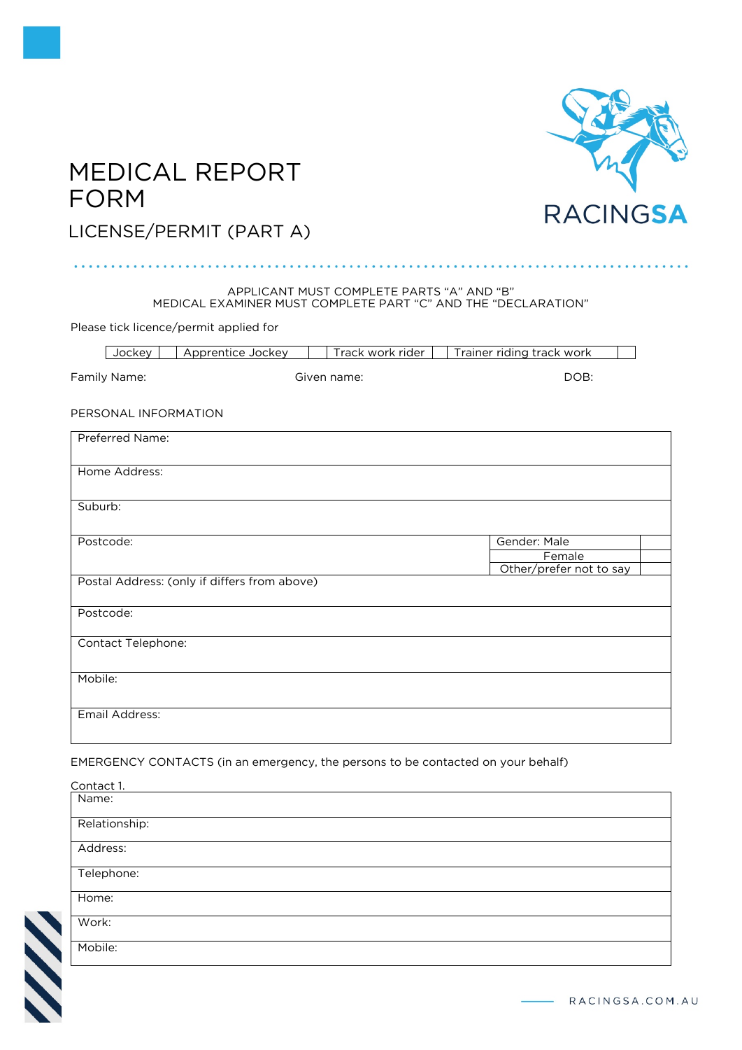# MEDICAL REPORT FORM

## LICENSE/PERMIT (PART A)

APPLICANT MUST COMPLETE PARTS "A" AND "B"
MEDICAL EXAMINER MUST COMPLETE PART "C" AND THE "DECLARATION"

Please tick licence/permit applied for

| Jockey | | Apprentice Jockey | | Track work rider | | Trainer riding track work | |
|---|---|---|---|---|---|---|---|

Family Name: Given name: DOB:

PERSONAL INFORMATION

| | | |
|---|---|---|
| Preferred Name: | | |
| Home Address: | | |
| Suburb: | | |
| Postcode: | Gender: Male | |
| | Female | |
| | Other/prefer not to say | |
| Postal Address: (only if differs from above) | | |
| Postcode: | | |
| Contact Telephone: | | |
| Mobile: | | |
| Email Address: | | |

EMERGENCY CONTACTS (in an emergency, the persons to be contacted on your behalf)

Contact 1.

| |
|---|
| Name: |
| Relationship: |
| Address: |
| Telephone: |
| Home: |
| Work: |
| Mobile: |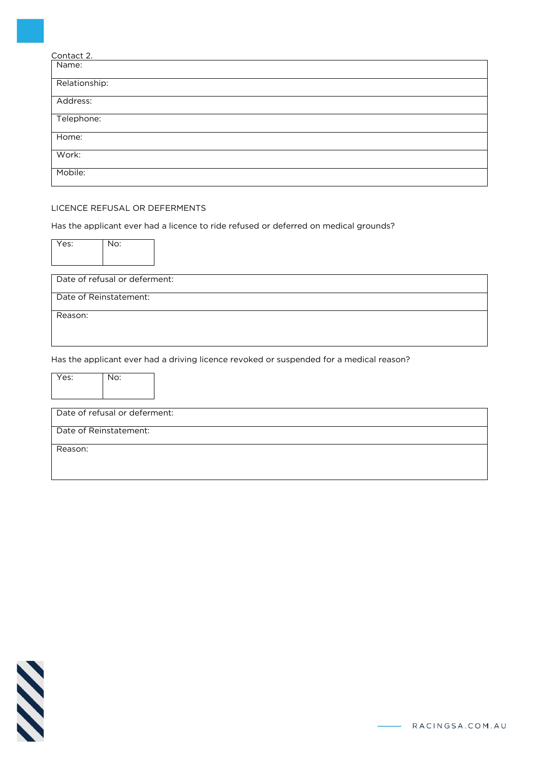Contact 2.

| Name: |
|---|
| Relationship: |
| Address: |
| Telephone: |
| Home: |
| Work: |
| Mobile: |

LICENCE REFUSAL OR DEFERMENTS

Has the applicant ever had a licence to ride refused or deferred on medical grounds?

| Yes: | No: |
|---|---|
| | |

| Date of refusal or deferment: |
|---|
| Date of Reinstatement: |
| Reason: |

Has the applicant ever had a driving licence revoked or suspended for a medical reason?

| Yes: | No: |
|---|---|
| | |

| Date of refusal or deferment: |
|---|
| Date of Reinstatement: |
| Reason: |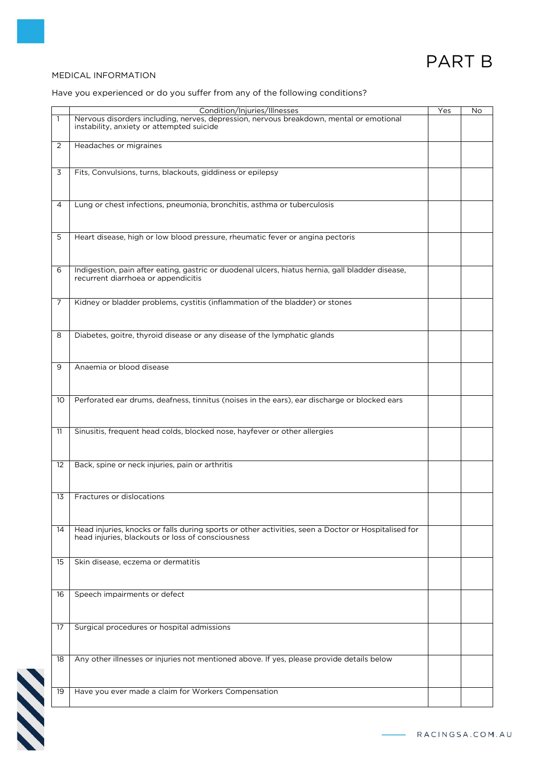# PART B

MEDICAL INFORMATION

Have you experienced or do you suffer from any of the following conditions?

| | Condition/Injuries/Illnesses | Yes | No |
|---|---|---|---|
| 1 | Nervous disorders including, nerves, depression, nervous breakdown, mental or emotional instability, anxiety or attempted suicide | | |
| 2 | Headaches or migraines | | |
| 3 | Fits, Convulsions, turns, blackouts, giddiness or epilepsy | | |
| 4 | Lung or chest infections, pneumonia, bronchitis, asthma or tuberculosis | | |
| 5 | Heart disease, high or low blood pressure, rheumatic fever or angina pectoris | | |
| 6 | Indigestion, pain after eating, gastric or duodenal ulcers, hiatus hernia, gall bladder disease, recurrent diarrhoea or appendicitis | | |
| 7 | Kidney or bladder problems, cystitis (inflammation of the bladder) or stones | | |
| 8 | Diabetes, goitre, thyroid disease or any disease of the lymphatic glands | | |
| 9 | Anaemia or blood disease | | |
| 10 | Perforated ear drums, deafness, tinnitus (noises in the ears), ear discharge or blocked ears | | |
| 11 | Sinusitis, frequent head colds, blocked nose, hayfever or other allergies | | |
| 12 | Back, spine or neck injuries, pain or arthritis | | |
| 13 | Fractures or dislocations | | |
| 14 | Head injuries, knocks or falls during sports or other activities, seen a Doctor or Hospitalised for head injuries, blackouts or loss of consciousness | | |
| 15 | Skin disease, eczema or dermatitis | | |
| 16 | Speech impairments or defect | | |
| 17 | Surgical procedures or hospital admissions | | |
| 18 | Any other illnesses or injuries not mentioned above. If yes, please provide details below | | |
| 19 | Have you ever made a claim for Workers Compensation | | |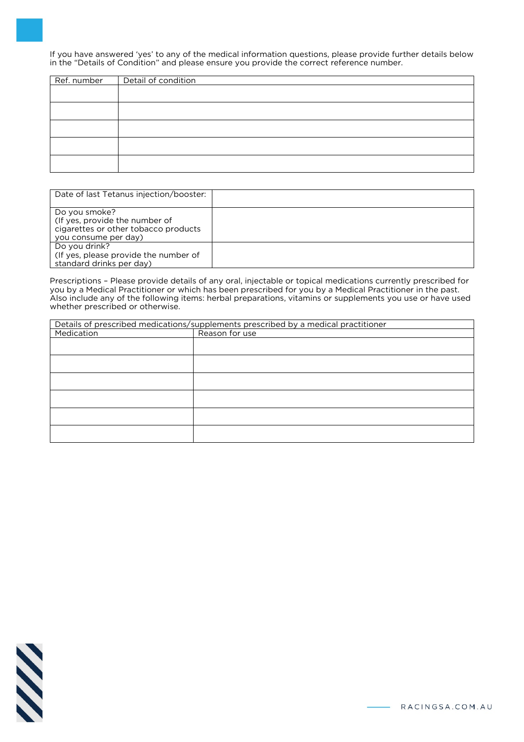If you have answered 'yes' to any of the medical information questions, please provide further details below in the "Details of Condition" and please ensure you provide the correct reference number.

| Ref. number | Detail of condition |
|---|---|
| | |
| | |
| | |
| | |
| | |

| | |
|---|---|
| Date of last Tetanus injection/booster: | |
| Do you smoke? (If yes, provide the number of cigarettes or other tobacco products you consume per day) | |
| Do you drink? (If yes, please provide the number of standard drinks per day) | |

Prescriptions – Please provide details of any oral, injectable or topical medications currently prescribed for you by a Medical Practitioner or which has been prescribed for you by a Medical Practitioner in the past. Also include any of the following items: herbal preparations, vitamins or supplements you use or have used whether prescribed or otherwise.

| Details of prescribed medications/supplements prescribed by a medical practitioner | |
|---|---|
| Medication | Reason for use |
| | |
| | |
| | |
| | |
| | |
| | |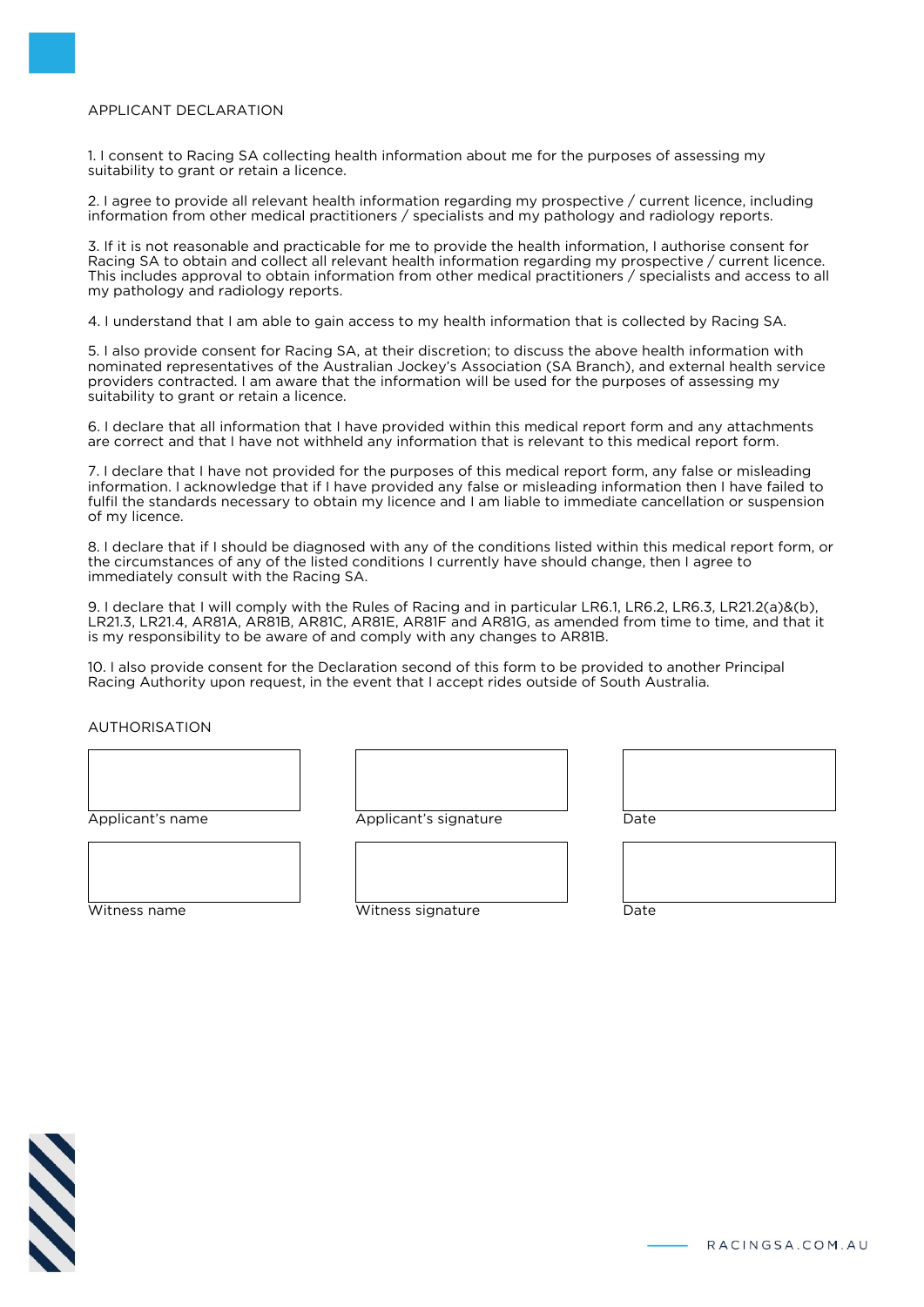## APPLICANT DECLARATION

1. I consent to Racing SA collecting health information about me for the purposes of assessing my suitability to grant or retain a licence.

2. I agree to provide all relevant health information regarding my prospective / current licence, including information from other medical practitioners / specialists and my pathology and radiology reports.

3. If it is not reasonable and practicable for me to provide the health information, I authorise consent for Racing SA to obtain and collect all relevant health information regarding my prospective / current licence. This includes approval to obtain information from other medical practitioners / specialists and access to all my pathology and radiology reports.

4. I understand that I am able to gain access to my health information that is collected by Racing SA.

5. I also provide consent for Racing SA, at their discretion; to discuss the above health information with nominated representatives of the Australian Jockey's Association (SA Branch), and external health service providers contracted. I am aware that the information will be used for the purposes of assessing my suitability to grant or retain a licence.

6. I declare that all information that I have provided within this medical report form and any attachments are correct and that I have not withheld any information that is relevant to this medical report form.

7. I declare that I have not provided for the purposes of this medical report form, any false or misleading information. I acknowledge that if I have provided any false or misleading information then I have failed to fulfil the standards necessary to obtain my licence and I am liable to immediate cancellation or suspension of my licence.

8. I declare that if I should be diagnosed with any of the conditions listed within this medical report form, or the circumstances of any of the listed conditions I currently have should change, then I agree to immediately consult with the Racing SA.

9. I declare that I will comply with the Rules of Racing and in particular LR6.1, LR6.2, LR6.3, LR21.2(a)&(b), LR21.3, LR21.4, AR81A, AR81B, AR81C, AR81E, AR81F and AR81G, as amended from time to time, and that it is my responsibility to be aware of and comply with any changes to AR81B.

10. I also provide consent for the Declaration second of this form to be provided to another Principal Racing Authority upon request, in the event that I accept rides outside of South Australia.

## AUTHORISATION

| Applicant's name | Applicant's signature | Date |
| --- | --- | --- |
| | | |

| Witness name | Witness signature | Date |
| --- | --- | --- |
| | | |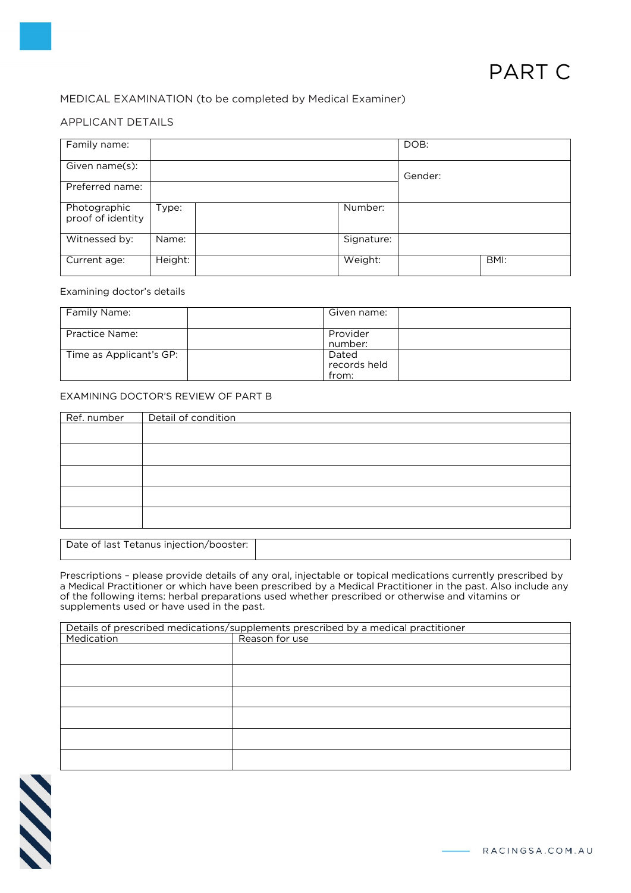# PART C

MEDICAL EXAMINATION (to be completed by Medical Examiner)

APPLICANT DETAILS

| Family name: | | | | DOB: | |
|---|---|---|---|---|---|
| Given name(s): | | | | Gender: | |
| Preferred name: | | | | | |
| Photographic proof of identity | Type: | | Number: | | |
| Witnessed by: | Name: | | Signature: | | |
| Current age: | Height: | | Weight: | | BMI: |

Examining doctor's details

| Family Name: | | Given name: | |
|---|---|---|---|
| Practice Name: | | Provider number: | |
| Time as Applicant's GP: | | Dated records held from: | |

EXAMINING DOCTOR'S REVIEW OF PART B

| Ref. number | Detail of condition |
|---|---|
| | |
| | |
| | |
| | |
| | |

| Date of last Tetanus injection/booster: | |
|---|---|

Prescriptions – please provide details of any oral, injectable or topical medications currently prescribed by a Medical Practitioner or which have been prescribed by a Medical Practitioner in the past. Also include any of the following items: herbal preparations used whether prescribed or otherwise and vitamins or supplements used or have used in the past.

| Details of prescribed medications/supplements prescribed by a medical practitioner | |
|---|---|
| Medication | Reason for use |
| | |
| | |
| | |
| | |
| | |
| | |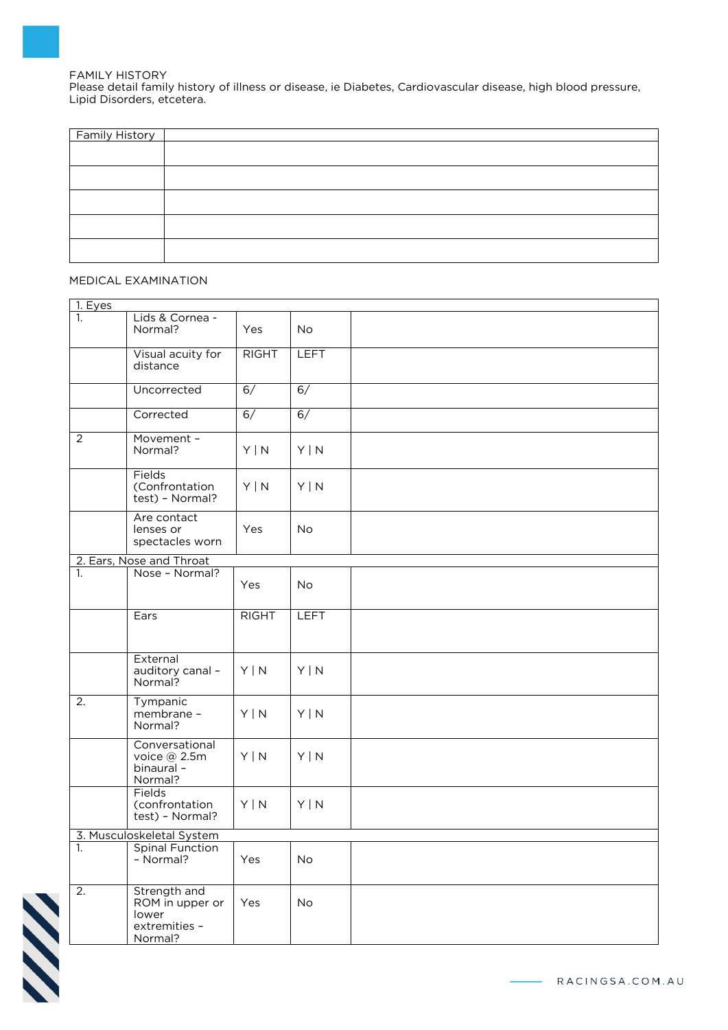FAMILY HISTORY

Please detail family history of illness or disease, ie Diabetes, Cardiovascular disease, high blood pressure, Lipid Disorders, etcetera.

| Family History | |
|---|---|
| | |
| | |
| | |
| | |
| | |

MEDICAL EXAMINATION

| 1. Eyes | | | | |
|---|---|---|---|---|
| 1. | Lids & Cornea - Normal? | Yes | No | |
| | Visual acuity for distance | RIGHT | LEFT | |
| | Uncorrected | 6/ | 6/ | |
| | Corrected | 6/ | 6/ | |
| 2 | Movement – Normal? | Y \| N | Y \| N | |
| | Fields (Confrontation test) – Normal? | Y \| N | Y \| N | |
| | Are contact lenses or spectacles worn | Yes | No | |
| **2. Ears, Nose and Throat** | | | | |
| 1. | Nose – Normal? | Yes | No | |
| | Ears | RIGHT | LEFT | |
| | External auditory canal – Normal? | Y \| N | Y \| N | |
| 2. | Tympanic membrane – Normal? | Y \| N | Y \| N | |
| | Conversational voice @ 2.5m binaural – Normal? | Y \| N | Y \| N | |
| | Fields (confrontation test) – Normal? | Y \| N | Y \| N | |
| **3. Musculoskeletal System** | | | | |
| 1. | Spinal Function – Normal? | Yes | No | |
| 2. | Strength and ROM in upper or lower extremities – Normal? | Yes | No | |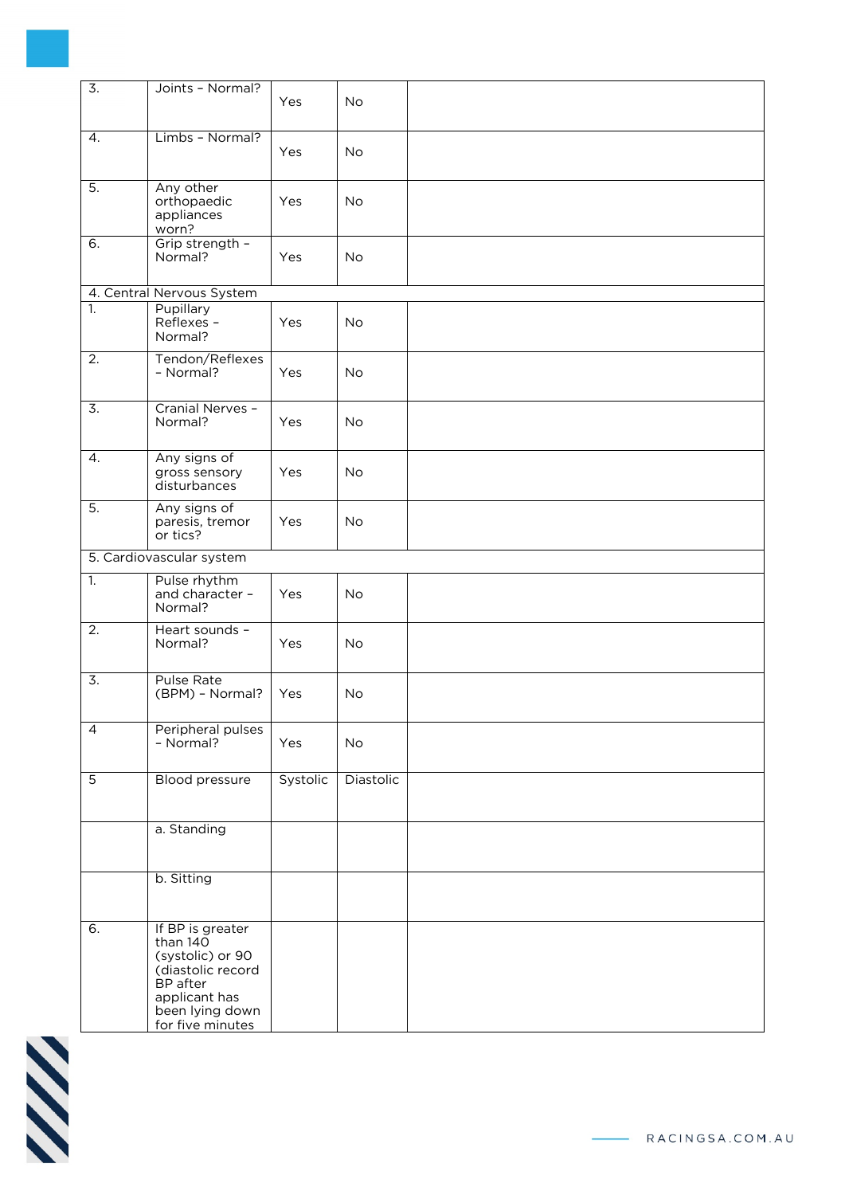| | | | | |
|---|---|---|---|---|
| 3. | Joints – Normal? | Yes | No | |
| 4. | Limbs – Normal? | Yes | No | |
| 5. | Any other orthopaedic appliances worn? | Yes | No | |
| 6. | Grip strength – Normal? | Yes | No | |
| 4. Central Nervous System | | | | |
| 1. | Pupillary Reflexes – Normal? | Yes | No | |
| 2. | Tendon/Reflexes – Normal? | Yes | No | |
| 3. | Cranial Nerves – Normal? | Yes | No | |
| 4. | Any signs of gross sensory disturbances | Yes | No | |
| 5. | Any signs of paresis, tremor or tics? | Yes | No | |
| 5. Cardiovascular system | | | | |
| 1. | Pulse rhythm and character – Normal? | Yes | No | |
| 2. | Heart sounds – Normal? | Yes | No | |
| 3. | Pulse Rate (BPM) – Normal? | Yes | No | |
| 4 | Peripheral pulses – Normal? | Yes | No | |
| 5 | Blood pressure | Systolic | Diastolic | |
| | a. Standing | | | |
| | b. Sitting | | | |
| 6. | If BP is greater than 140 (systolic) or 90 (diastolic record BP after applicant has been lying down for five minutes | | | |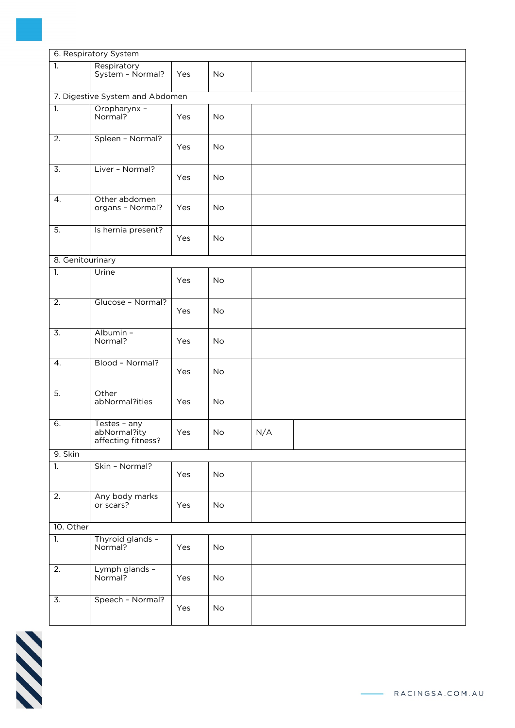| 6. Respiratory System | | | | | |
|---|---|---|---|---|---|
| 1. | Respiratory System – Normal? | Yes | No | | |
| **7. Digestive System and Abdomen** | | | | | |
| 1. | Oropharynx – Normal? | Yes | No | | |
| 2. | Spleen – Normal? | Yes | No | | |
| 3. | Liver – Normal? | Yes | No | | |
| 4. | Other abdomen organs – Normal? | Yes | No | | |
| 5. | Is hernia present? | Yes | No | | |
| **8. Genitourinary** | | | | | |
| 1. | Urine | Yes | No | | |
| 2. | Glucose – Normal? | Yes | No | | |
| 3. | Albumin – Normal? | Yes | No | | |
| 4. | Blood – Normal? | Yes | No | | |
| 5. | Other abNormal?ities | Yes | No | | |
| 6. | Testes – any abNormal?ity affecting fitness? | Yes | No | N/A | |
| **9. Skin** | | | | | |
| 1. | Skin – Normal? | Yes | No | | |
| 2. | Any body marks or scars? | Yes | No | | |
| **10. Other** | | | | | |
| 1. | Thyroid glands – Normal? | Yes | No | | |
| 2. | Lymph glands – Normal? | Yes | No | | |
| 3. | Speech – Normal? | Yes | No | | |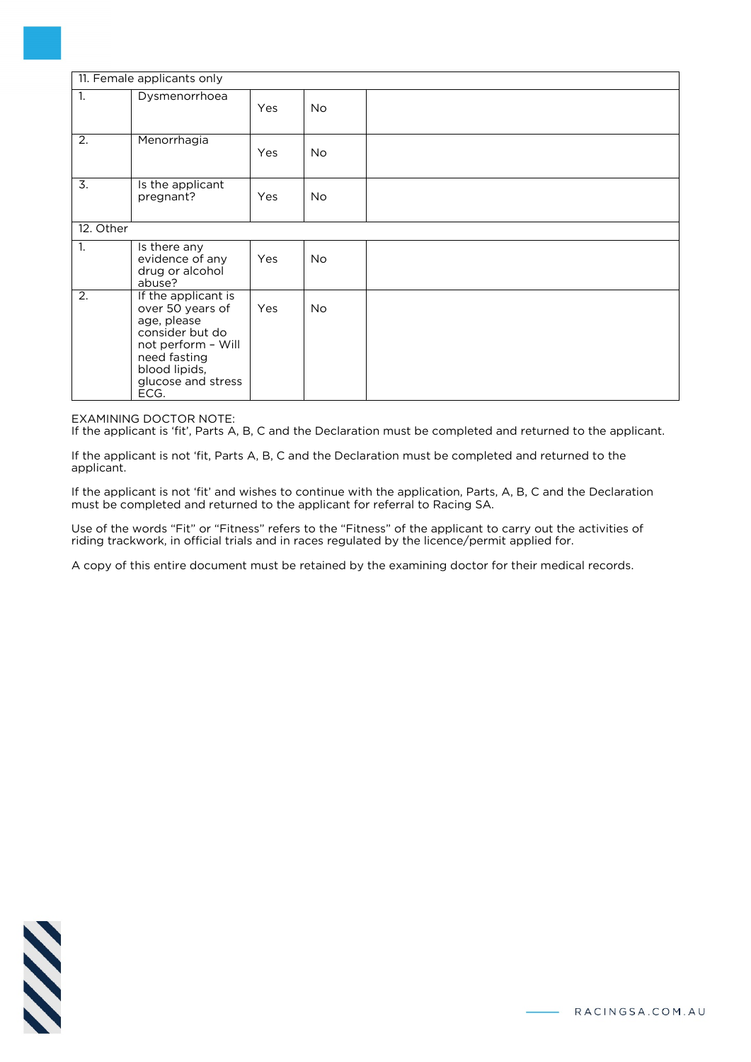| 11. Female applicants only | | | | |
|---|---|---|---|---|
| 1. | Dysmenorrhoea | Yes | No | |
| 2. | Menorrhagia | Yes | No | |
| 3. | Is the applicant pregnant? | Yes | No | |
| **12. Other** | | | | |
| 1. | Is there any evidence of any drug or alcohol abuse? | Yes | No | |
| 2. | If the applicant is over 50 years of age, please consider but do not perform – Will need fasting blood lipids, glucose and stress ECG. | Yes | No | |

EXAMINING DOCTOR NOTE:
If the applicant is 'fit', Parts A, B, C and the Declaration must be completed and returned to the applicant.

If the applicant is not 'fit, Parts A, B, C and the Declaration must be completed and returned to the applicant.

If the applicant is not 'fit' and wishes to continue with the application, Parts, A, B, C and the Declaration must be completed and returned to the applicant for referral to Racing SA.

Use of the words "Fit" or "Fitness" refers to the "Fitness" of the applicant to carry out the activities of riding trackwork, in official trials and in races regulated by the licence/permit applied for.

A copy of this entire document must be retained by the examining doctor for their medical records.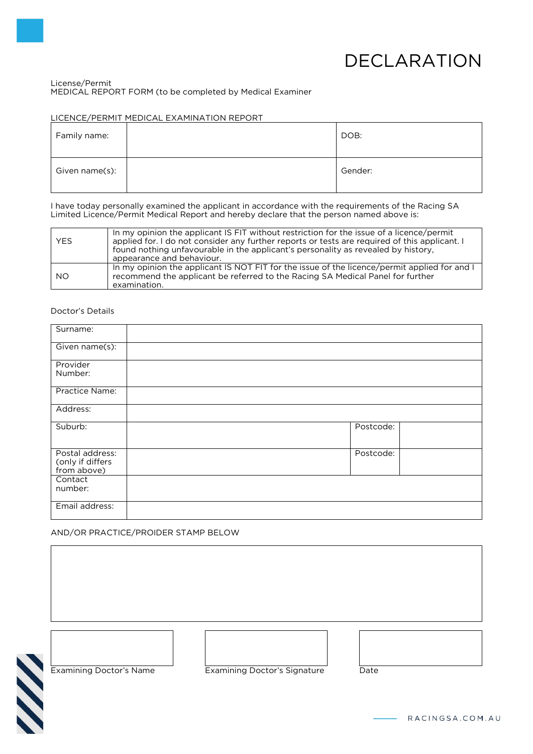# DECLARATION

License/Permit
MEDICAL REPORT FORM (to be completed by Medical Examiner

LICENCE/PERMIT MEDICAL EXAMINATION REPORT

| | | | |
|---|---|---|---|
| Family name: | | DOB: | |
| Given name(s): | | Gender: | |

I have today personally examined the applicant in accordance with the requirements of the Racing SA Limited Licence/Permit Medical Report and hereby declare that the person named above is:

| | |
|---|---|
| YES | In my opinion the applicant IS FIT without restriction for the issue of a licence/permit applied for. I do not consider any further reports or tests are required of this applicant. I found nothing unfavourable in the applicant's personality as revealed by history, appearance and behaviour. |
| NO | In my opinion the applicant IS NOT FIT for the issue of the licence/permit applied for and I recommend the applicant be referred to the Racing SA Medical Panel for further examination. |

Doctor's Details

| | | | |
|---|---|---|---|
| Surname: | | | |
| Given name(s): | | | |
| Provider Number: | | | |
| Practice Name: | | | |
| Address: | | | |
| Suburb: | | Postcode: | |
| Postal address: (only if differs from above) | | Postcode: | |
| Contact number: | | | |
| Email address: | | | |

AND/OR PRACTICE/PROIDER STAMP BELOW

| | | |
|---|---|---|
| | | |
| Examining Doctor's Name | Examining Doctor's Signature | Date |